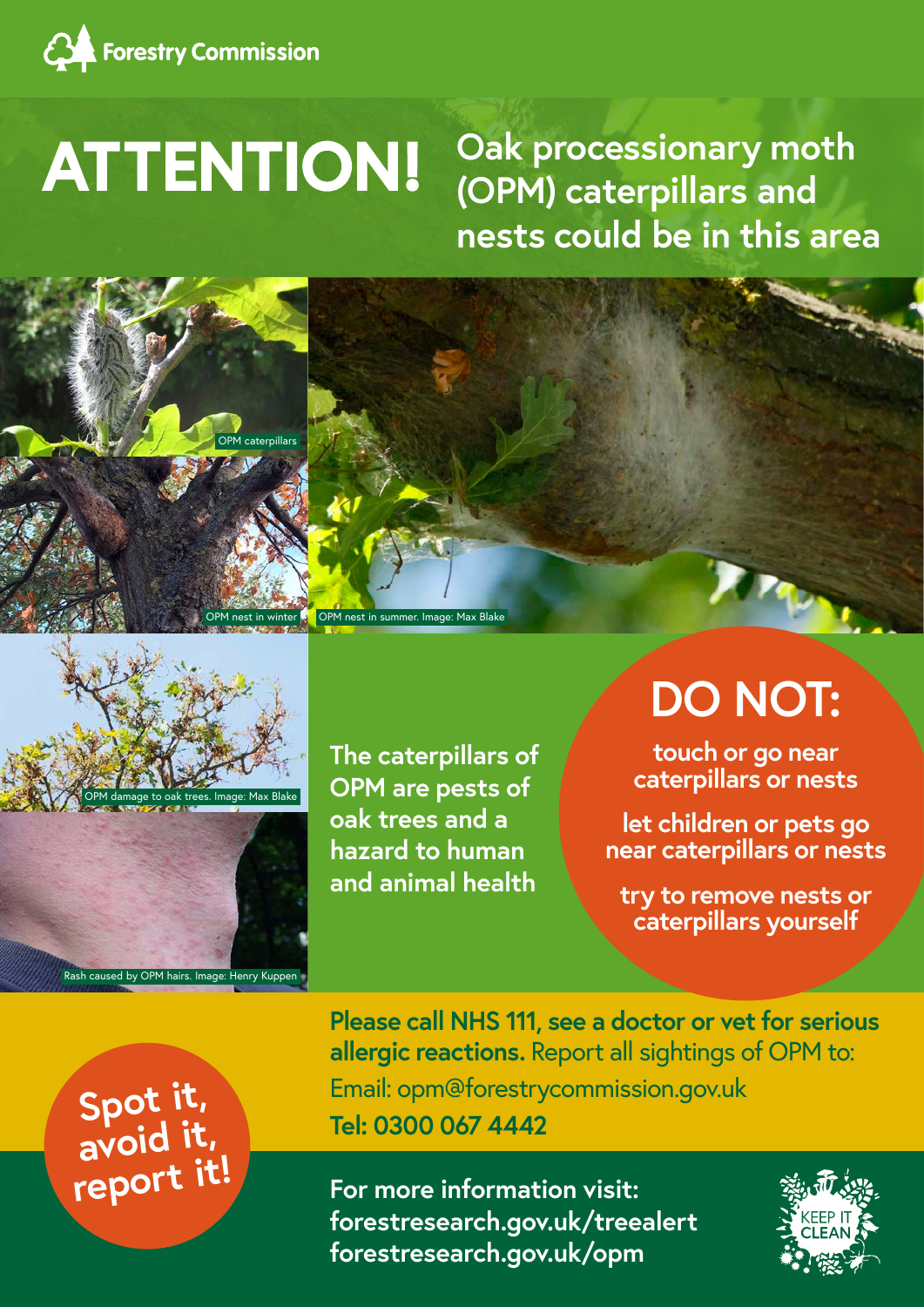Forestry Commission

# ATTENTION!

## Oak processionary moth (OPM) caterpillars and nests could be in this area

OPM caterpillars

OPM nest in winter

OPM nest in summer. Image: Max Blake

OPM damage to oak trees. Image: Max Blake

Rash caused by OPM hairs. Image: Henry Kuppen

**The caterpillars of OPM are pests of oak trees and a hazard to human and animal health**

## DO NOT:

- touch or go near caterpillars or nests
- let children or pets go near caterpillars or nests
- try to remove nests or caterpillars yourself

**Spot it, avoid it, report it!**

**Please call NHS 111, see a doctor or vet for serious allergic reactions.** Report all sightings of OPM to:

Email: opm@forestrycommission.gov.uk

**Tel: 0300 067 4442**

**For more information visit:**
**forestresearch.gov.uk/treealert**
**forestresearch.gov.uk/opm**

KEEP IT CLEAN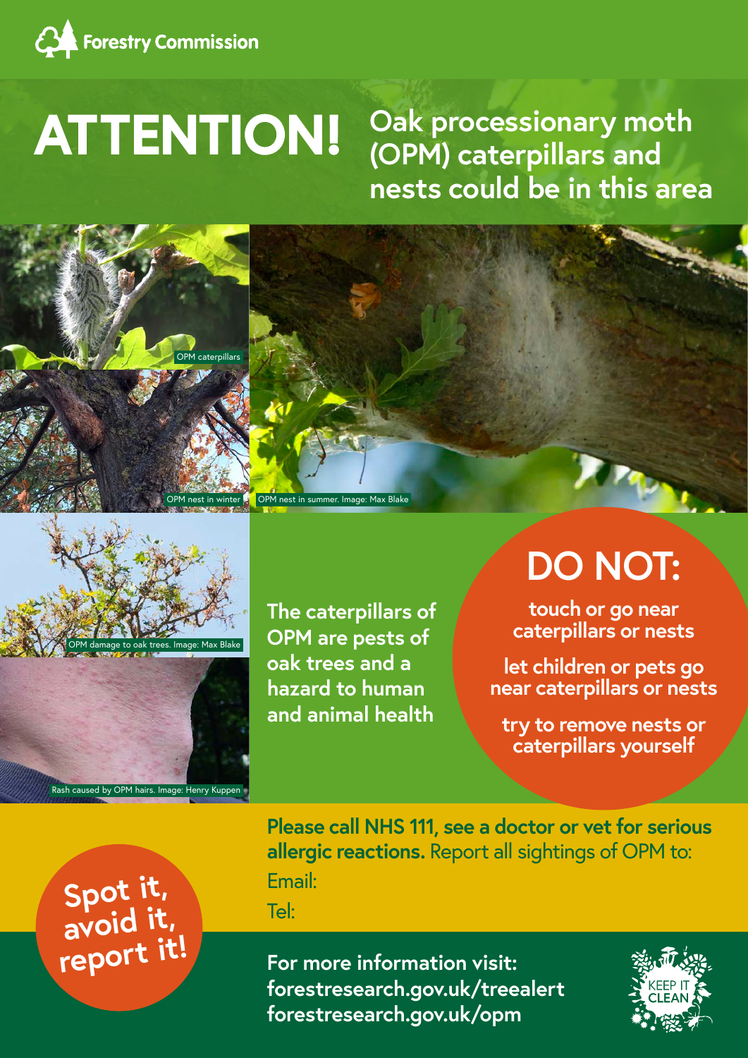Forestry Commission

# ATTENTION!

## Oak processionary moth (OPM) caterpillars and nests could be in this area

OPM caterpillars

OPM nest in winter

OPM nest in summer. Image: Max Blake

OPM damage to oak trees. Image: Max Blake

Rash caused by OPM hairs. Image: Henry Kuppen

**The caterpillars of OPM are pests of oak trees and a hazard to human and animal health**

## DO NOT:

- touch or go near caterpillars or nests
- let children or pets go near caterpillars or nests
- try to remove nests or caterpillars yourself

**Spot it, avoid it, report it!**

**Please call NHS 111, see a doctor or vet for serious allergic reactions.** Report all sightings of OPM to:

Email:

Tel:

**For more information visit:**
**forestresearch.gov.uk/treealert**
**forestresearch.gov.uk/opm**

KEEP IT CLEAN